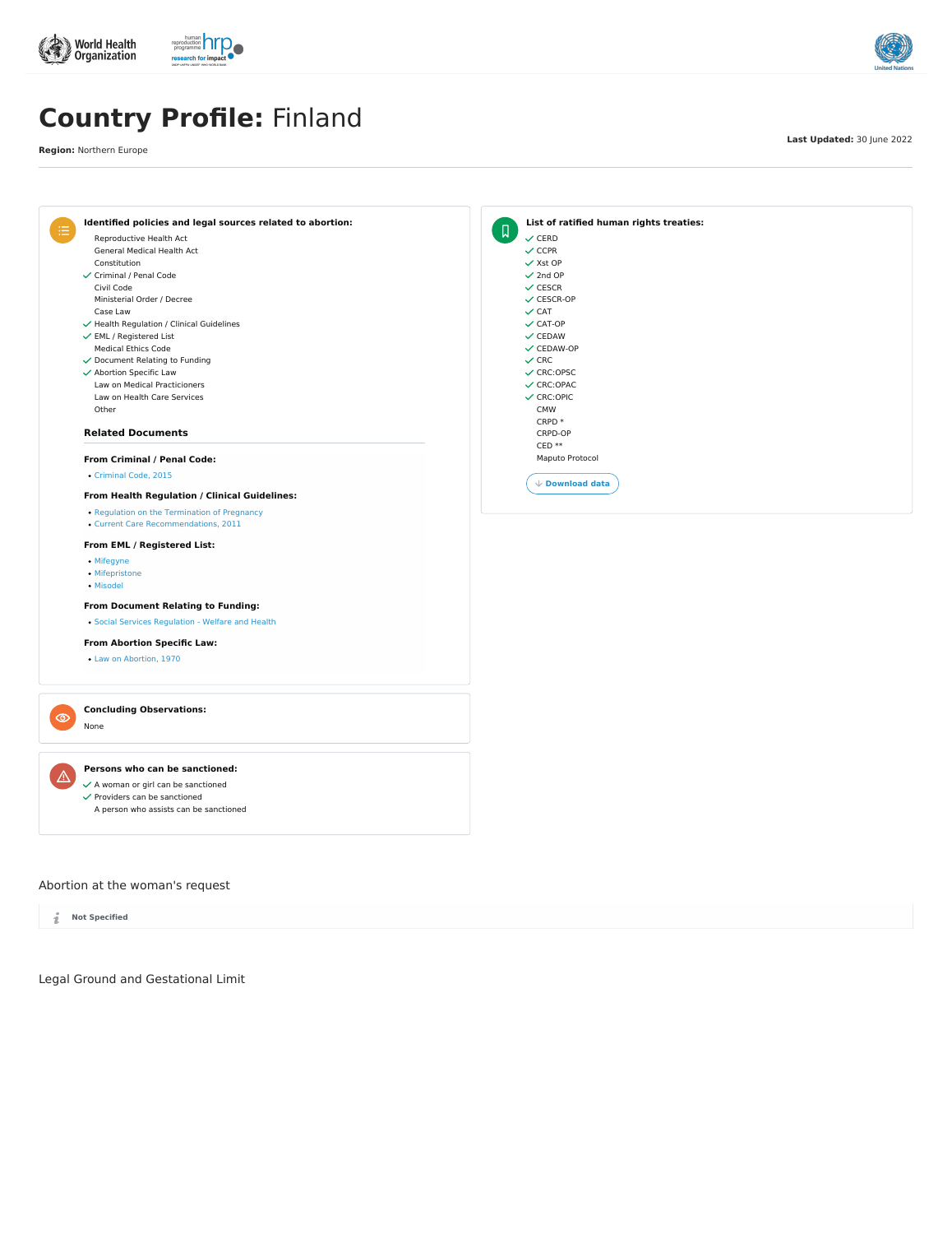# Country Profile: Finland

**Region:** Northern Europe

**Last Updated:** 30 June 2022

### Identified policies and legal sources related to abortion:

- Reproductive Health Act
- General Medical Health Act
- Constitution
- ✓ Criminal / Penal Code
- Civil Code
- Ministerial Order / Decree
- Case Law
- ✓ Health Regulation / Clinical Guidelines
- ✓ EML / Registered List
- Medical Ethics Code
- ✓ Document Relating to Funding
- ✓ Abortion Specific Law
- Law on Medical Practicioners
- Law on Health Care Services
- Other

### Related Documents

**From Criminal / Penal Code:**

- Criminal Code, 2015

**From Health Regulation / Clinical Guidelines:**

- Regulation on the Termination of Pregnancy
- Current Care Recommendations, 2011

**From EML / Registered List:**

- Mifegyne
- Mifepristone
- Misodel

**From Document Relating to Funding:**

- Social Services Regulation - Welfare and Health

**From Abortion Specific Law:**

- Law on Abortion, 1970

### List of ratified human rights treaties:

- ✓ CERD
- ✓ CCPR
- ✓ Xst OP
- ✓ 2nd OP
- ✓ CESCR
- ✓ CESCR-OP
- ✓ CAT
- ✓ CAT-OP
- ✓ CEDAW
- ✓ CEDAW-OP
- ✓ CRC
- ✓ CRC:OPSC
- ✓ CRC:OPAC
- ✓ CRC:OPIC
- CMW
- CRPD *
- CRPD-OP
- CED **
- Maputo Protocol

Download data

### Concluding Observations:

None

### Persons who can be sanctioned:

- ✓ A woman or girl can be sanctioned
- ✓ Providers can be sanctioned
- A person who assists can be sanctioned

## Abortion at the woman's request

**Not Specified**

## Legal Ground and Gestational Limit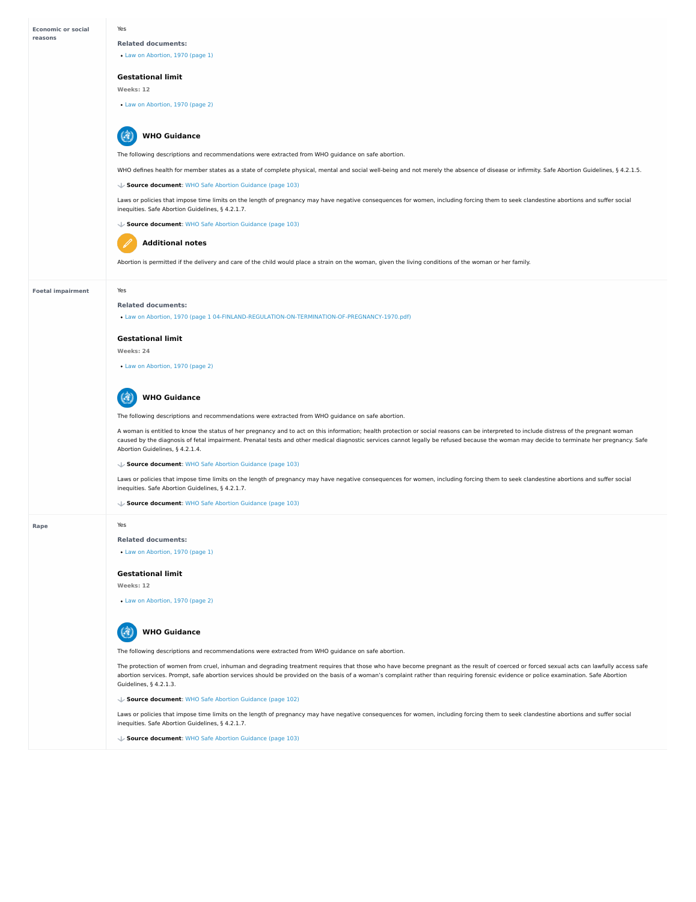**Economic or social reasons**

Yes

**Related documents:**

- Law on Abortion, 1970 (page 1)

### Gestational limit

**Weeks: 12**

- Law on Abortion, 1970 (page 2)

### WHO Guidance

The following descriptions and recommendations were extracted from WHO guidance on safe abortion.

WHO defines health for member states as a state of complete physical, mental and social well-being and not merely the absence of disease or infirmity. Safe Abortion Guidelines, § 4.2.1.5.

**Source document**: WHO Safe Abortion Guidance (page 103)

Laws or policies that impose time limits on the length of pregnancy may have negative consequences for women, including forcing them to seek clandestine abortions and suffer social inequities. Safe Abortion Guidelines, § 4.2.1.7.

**Source document**: WHO Safe Abortion Guidance (page 103)

### Additional notes

Abortion is permitted if the delivery and care of the child would place a strain on the woman, given the living conditions of the woman or her family.

---

**Foetal impairment**

Yes

**Related documents:**

- Law on Abortion, 1970 (page 1 04-FINLAND-REGULATION-ON-TERMINATION-OF-PREGNANCY-1970.pdf)

### Gestational limit

**Weeks: 24**

- Law on Abortion, 1970 (page 2)

### WHO Guidance

The following descriptions and recommendations were extracted from WHO guidance on safe abortion.

A woman is entitled to know the status of her pregnancy and to act on this information; health protection or social reasons can be interpreted to include distress of the pregnant woman caused by the diagnosis of fetal impairment. Prenatal tests and other medical diagnostic services cannot legally be refused because the woman may decide to terminate her pregnancy. Safe Abortion Guidelines, § 4.2.1.4.

**Source document**: WHO Safe Abortion Guidance (page 103)

Laws or policies that impose time limits on the length of pregnancy may have negative consequences for women, including forcing them to seek clandestine abortions and suffer social inequities. Safe Abortion Guidelines, § 4.2.1.7.

**Source document**: WHO Safe Abortion Guidance (page 103)

---

**Rape**

Yes

**Related documents:**

- Law on Abortion, 1970 (page 1)

### Gestational limit

**Weeks: 12**

- Law on Abortion, 1970 (page 2)

### WHO Guidance

The following descriptions and recommendations were extracted from WHO guidance on safe abortion.

The protection of women from cruel, inhuman and degrading treatment requires that those who have become pregnant as the result of coerced or forced sexual acts can lawfully access safe abortion services. Prompt, safe abortion services should be provided on the basis of a woman's complaint rather than requiring forensic evidence or police examination. Safe Abortion Guidelines, § 4.2.1.3.

**Source document**: WHO Safe Abortion Guidance (page 102)

Laws or policies that impose time limits on the length of pregnancy may have negative consequences for women, including forcing them to seek clandestine abortions and suffer social inequities. Safe Abortion Guidelines, § 4.2.1.7.

**Source document**: WHO Safe Abortion Guidance (page 103)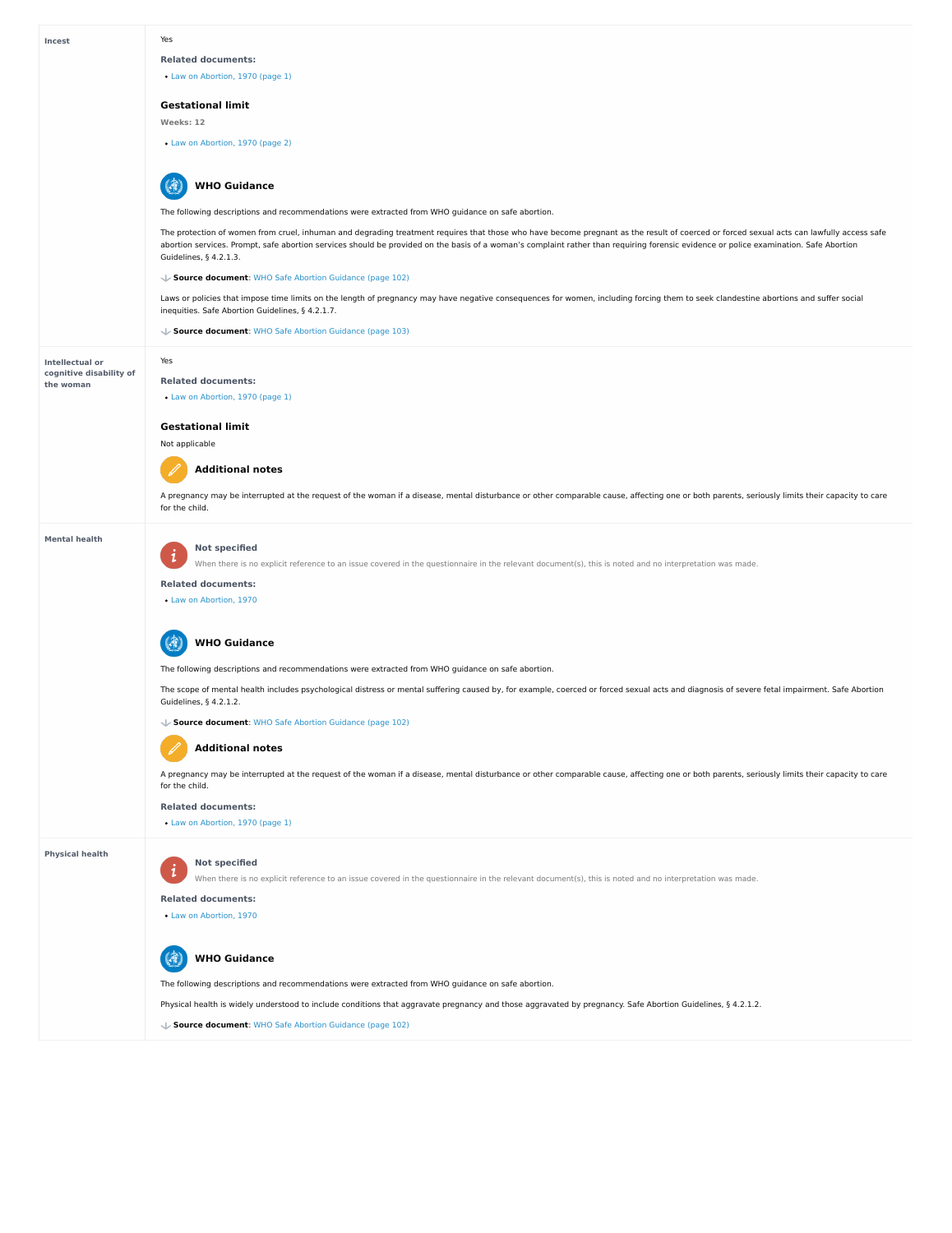## Incest

Yes

**Related documents:**

- Law on Abortion, 1970 (page 1)

### Gestational limit

**Weeks: 12**

- Law on Abortion, 1970 (page 2)

### WHO Guidance

The following descriptions and recommendations were extracted from WHO guidance on safe abortion.

The protection of women from cruel, inhuman and degrading treatment requires that those who have become pregnant as the result of coerced or forced sexual acts can lawfully access safe abortion services. Prompt, safe abortion services should be provided on the basis of a woman's complaint rather than requiring forensic evidence or police examination. Safe Abortion Guidelines, § 4.2.1.3.

**Source document**: WHO Safe Abortion Guidance (page 102)

Laws or policies that impose time limits on the length of pregnancy may have negative consequences for women, including forcing them to seek clandestine abortions and suffer social inequities. Safe Abortion Guidelines, § 4.2.1.7.

**Source document**: WHO Safe Abortion Guidance (page 103)

## Intellectual or cognitive disability of the woman

Yes

**Related documents:**

- Law on Abortion, 1970 (page 1)

### Gestational limit

Not applicable

### Additional notes

A pregnancy may be interrupted at the request of the woman if a disease, mental disturbance or other comparable cause, affecting one or both parents, seriously limits their capacity to care for the child.

## Mental health

**Not specified**

When there is no explicit reference to an issue covered in the questionnaire in the relevant document(s), this is noted and no interpretation was made.

**Related documents:**

- Law on Abortion, 1970

### WHO Guidance

The following descriptions and recommendations were extracted from WHO guidance on safe abortion.

The scope of mental health includes psychological distress or mental suffering caused by, for example, coerced or forced sexual acts and diagnosis of severe fetal impairment. Safe Abortion Guidelines, § 4.2.1.2.

**Source document**: WHO Safe Abortion Guidance (page 102)

### Additional notes

A pregnancy may be interrupted at the request of the woman if a disease, mental disturbance or other comparable cause, affecting one or both parents, seriously limits their capacity to care for the child.

**Related documents:**

- Law on Abortion, 1970 (page 1)

## Physical health

**Not specified**

When there is no explicit reference to an issue covered in the questionnaire in the relevant document(s), this is noted and no interpretation was made.

**Related documents:**

- Law on Abortion, 1970

### WHO Guidance

The following descriptions and recommendations were extracted from WHO guidance on safe abortion.

Physical health is widely understood to include conditions that aggravate pregnancy and those aggravated by pregnancy. Safe Abortion Guidelines, § 4.2.1.2.

**Source document**: WHO Safe Abortion Guidance (page 102)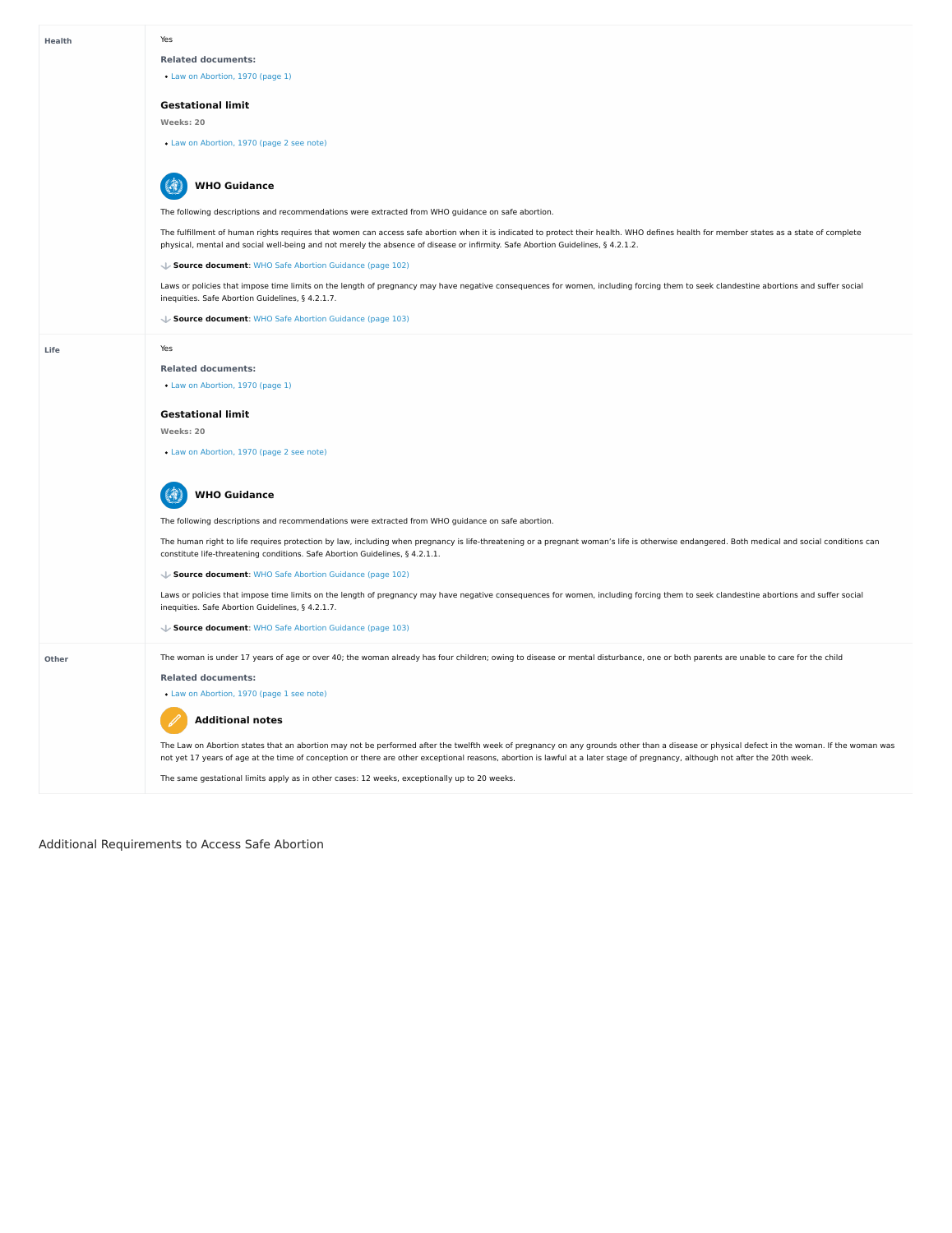| | |
|---|---|
| **Health** | Yes<br><br>**Related documents:**<br>• Law on Abortion, 1970 (page 1)<br><br>**Gestational limit**<br>**Weeks: 20**<br>• Law on Abortion, 1970 (page 2 see note)<br><br>**WHO Guidance**<br>The following descriptions and recommendations were extracted from WHO guidance on safe abortion.<br><br>The fulfillment of human rights requires that women can access safe abortion when it is indicated to protect their health. WHO defines health for member states as a state of complete physical, mental and social well-being and not merely the absence of disease or infirmity. Safe Abortion Guidelines, § 4.2.1.2.<br><br>**Source document**: WHO Safe Abortion Guidance (page 102)<br><br>Laws or policies that impose time limits on the length of pregnancy may have negative consequences for women, including forcing them to seek clandestine abortions and suffer social inequities. Safe Abortion Guidelines, § 4.2.1.7.<br><br>**Source document**: WHO Safe Abortion Guidance (page 103) |
| **Life** | Yes<br><br>**Related documents:**<br>• Law on Abortion, 1970 (page 1)<br><br>**Gestational limit**<br>**Weeks: 20**<br>• Law on Abortion, 1970 (page 2 see note)<br><br>**WHO Guidance**<br>The following descriptions and recommendations were extracted from WHO guidance on safe abortion.<br><br>The human right to life requires protection by law, including when pregnancy is life-threatening or a pregnant woman's life is otherwise endangered. Both medical and social conditions can constitute life-threatening conditions. Safe Abortion Guidelines, § 4.2.1.1.<br><br>**Source document**: WHO Safe Abortion Guidance (page 102)<br><br>Laws or policies that impose time limits on the length of pregnancy may have negative consequences for women, including forcing them to seek clandestine abortions and suffer social inequities. Safe Abortion Guidelines, § 4.2.1.7.<br><br>**Source document**: WHO Safe Abortion Guidance (page 103) |
| **Other** | The woman is under 17 years of age or over 40; the woman already has four children; owing to disease or mental disturbance, one or both parents are unable to care for the child<br><br>**Related documents:**<br>• Law on Abortion, 1970 (page 1 see note)<br><br>**Additional notes**<br>The Law on Abortion states that an abortion may not be performed after the twelfth week of pregnancy on any grounds other than a disease or physical defect in the woman. If the woman was not yet 17 years of age at the time of conception or there are other exceptional reasons, abortion is lawful at a later stage of pregnancy, although not after the 20th week.<br><br>The same gestational limits apply as in other cases: 12 weeks, exceptionally up to 20 weeks. |

## Additional Requirements to Access Safe Abortion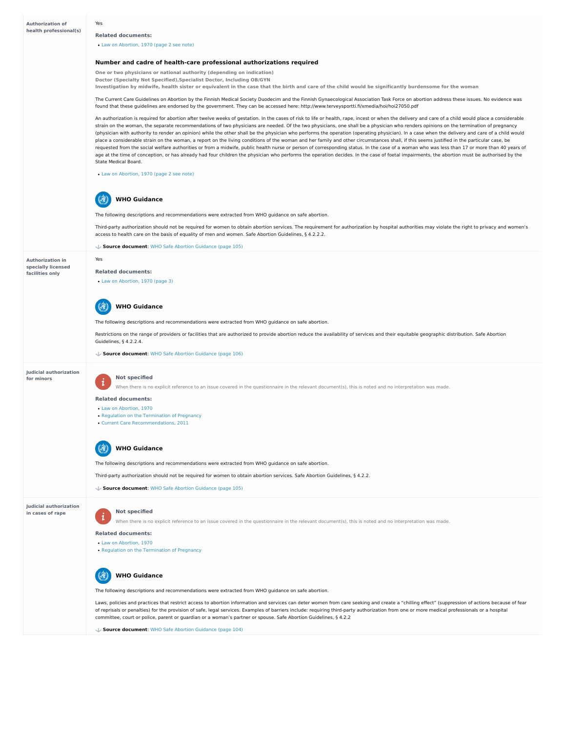**Authorization of health professional(s)**

Yes

**Related documents:**

- Law on Abortion, 1970 (page 2 see note)

### Number and cadre of health-care professional authorizations required

**One or two physicians or national authority (depending on indication)**
**Doctor (Specialty Not Specified),Specialist Doctor, Including OB/GYN**
**Investigation by midwife, health sister or equivalent in the case that the birth and care of the child would be significantly burdensome for the woman**

The Current Care Guidelines on Abortion by the Finnish Medical Society Duodecim and the Finnish Gynaecological Association Task Force on abortion address these issues. No evidence was found that these guidelines are endorsed by the government. They can be accessed here: http://www.terveysportti.fi/xmedia/hoi/hoi27050.pdf

An authorization is required for abortion after twelve weeks of gestation. In the cases of risk to life or health, rape, incest or when the delivery and care of a child would place a considerable strain on the woman, the separate recommendations of two physicians are needed. Of the two physicians, one shall be a physician who renders opinions on the termination of pregnancy (physician with authority to render an opinion) while the other shall be the physician who performs the operation (operating physician). In a case when the delivery and care of a child would place a considerable strain on the woman, a report on the living conditions of the woman and her family and other circumstances shall, if this seems justified in the particular case, be requested from the social welfare authorities or from a midwife, public health nurse or person of corresponding status. In the case of a woman who was less than 17 or more than 40 years of age at the time of conception, or has already had four children the physician who performs the operation decides. In the case of foetal impairments, the abortion must be authorised by the State Medical Board.

- Law on Abortion, 1970 (page 2 see note)

#### WHO Guidance

The following descriptions and recommendations were extracted from WHO guidance on safe abortion.

Third-party authorization should not be required for women to obtain abortion services. The requirement for authorization by hospital authorities may violate the right to privacy and women's access to health care on the basis of equality of men and women. Safe Abortion Guidelines, § 4.2.2.2.

**Source document**: WHO Safe Abortion Guidance (page 105)

---

**Authorization in specially licensed facilities only**

Yes

**Related documents:**

- Law on Abortion, 1970 (page 3)

#### WHO Guidance

The following descriptions and recommendations were extracted from WHO guidance on safe abortion.

Restrictions on the range of providers or facilities that are authorized to provide abortion reduce the availability of services and their equitable geographic distribution. Safe Abortion Guidelines, § 4.2.2.4.

**Source document**: WHO Safe Abortion Guidance (page 106)

---

**Judicial authorization for minors**

**Not specified**

When there is no explicit reference to an issue covered in the questionnaire in the relevant document(s), this is noted and no interpretation was made.

**Related documents:**

- Law on Abortion, 1970
- Regulation on the Termination of Pregnancy
- Current Care Recommendations, 2011

#### WHO Guidance

The following descriptions and recommendations were extracted from WHO guidance on safe abortion.

Third-party authorization should not be required for women to obtain abortion services. Safe Abortion Guidelines, § 4.2.2.

**Source document**: WHO Safe Abortion Guidance (page 105)

---

**Judicial authorization in cases of rape**

**Not specified**

When there is no explicit reference to an issue covered in the questionnaire in the relevant document(s), this is noted and no interpretation was made.

**Related documents:**

- Law on Abortion, 1970
- Regulation on the Termination of Pregnancy

#### WHO Guidance

The following descriptions and recommendations were extracted from WHO guidance on safe abortion.

Laws, policies and practices that restrict access to abortion information and services can deter women from care seeking and create a "chilling effect" (suppression of actions because of fear of reprisals or penalties) for the provision of safe, legal services. Examples of barriers include: requiring third-party authorization from one or more medical professionals or a hospital committee, court or police, parent or guardian or a woman's partner or spouse. Safe Abortion Guidelines, § 4.2.2

**Source document**: WHO Safe Abortion Guidance (page 104)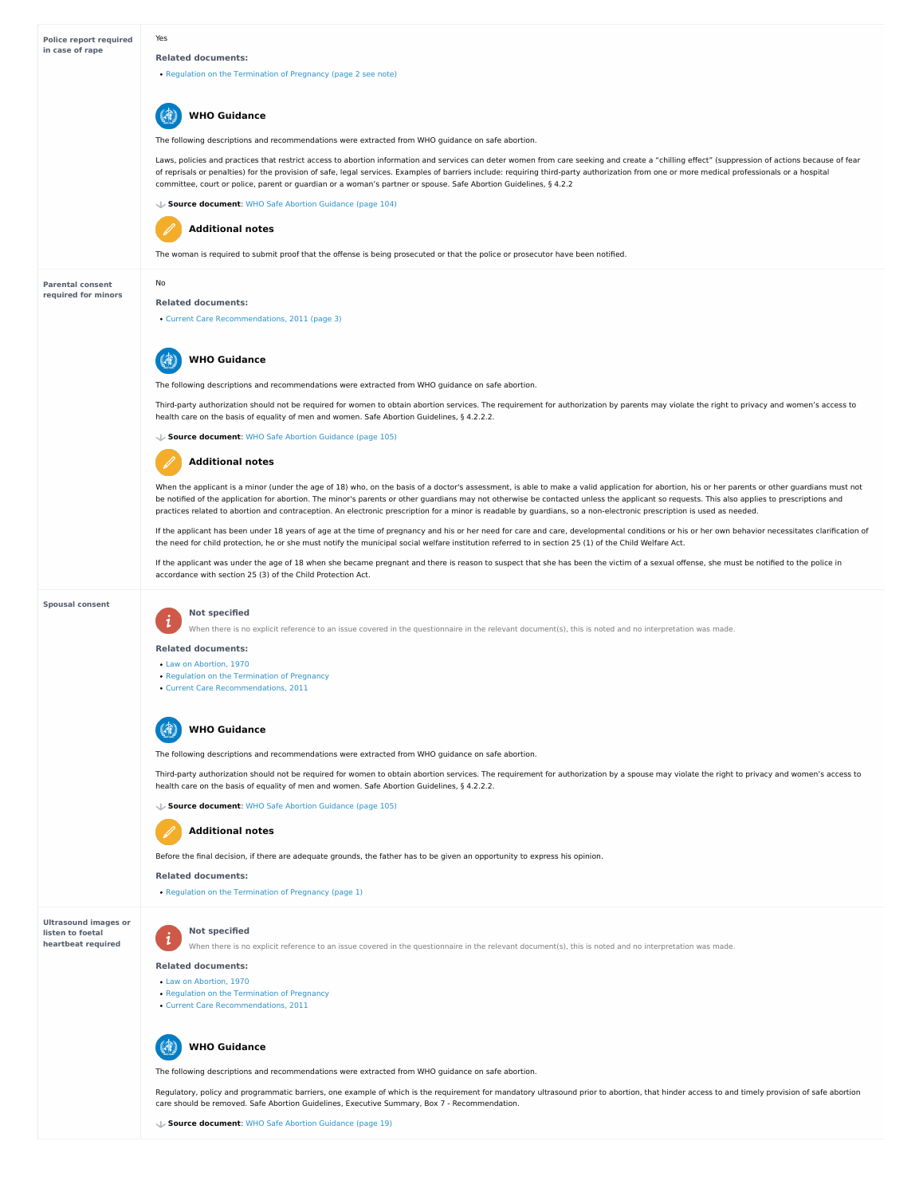## Police report required in case of rape

Yes

**Related documents:**

- Regulation on the Termination of Pregnancy (page 2 see note)

### WHO Guidance

The following descriptions and recommendations were extracted from WHO guidance on safe abortion.

Laws, policies and practices that restrict access to abortion information and services can deter women from care seeking and create a "chilling effect" (suppression of actions because of fear of reprisals or penalties) for the provision of safe, legal services. Examples of barriers include: requiring third-party authorization from one or more medical professionals or a hospital committee, court or police, parent or guardian or a woman's partner or spouse. Safe Abortion Guidelines, § 4.2.2

**Source document**: WHO Safe Abortion Guidance (page 104)

### Additional notes

The woman is required to submit proof that the offense is being prosecuted or that the police or prosecutor have been notified.

## Parental consent required for minors

No

**Related documents:**

- Current Care Recommendations, 2011 (page 3)

### WHO Guidance

The following descriptions and recommendations were extracted from WHO guidance on safe abortion.

Third-party authorization should not be required for women to obtain abortion services. The requirement for authorization by parents may violate the right to privacy and women's access to health care on the basis of equality of men and women. Safe Abortion Guidelines, § 4.2.2.2.

**Source document**: WHO Safe Abortion Guidance (page 105)

### Additional notes

When the applicant is a minor (under the age of 18) who, on the basis of a doctor's assessment, is able to make a valid application for abortion, his or her parents or other guardians must not be notified of the application for abortion. The minor's parents or other guardians may not otherwise be contacted unless the applicant so requests. This also applies to prescriptions and practices related to abortion and contraception. An electronic prescription for a minor is readable by guardians, so a non-electronic prescription is used as needed.

If the applicant has been under 18 years of age at the time of pregnancy and his or her need for care and care, developmental conditions or his or her own behavior necessitates clarification of the need for child protection, he or she must notify the municipal social welfare institution referred to in section 25 (1) of the Child Welfare Act.

If the applicant was under the age of 18 when she became pregnant and there is reason to suspect that she has been the victim of a sexual offense, she must be notified to the police in accordance with section 25 (3) of the Child Protection Act.

## Spousal consent

**Not specified**

When there is no explicit reference to an issue covered in the questionnaire in the relevant document(s), this is noted and no interpretation was made.

**Related documents:**

- Law on Abortion, 1970
- Regulation on the Termination of Pregnancy
- Current Care Recommendations, 2011

### WHO Guidance

The following descriptions and recommendations were extracted from WHO guidance on safe abortion.

Third-party authorization should not be required for women to obtain abortion services. The requirement for authorization by a spouse may violate the right to privacy and women's access to health care on the basis of equality of men and women. Safe Abortion Guidelines, § 4.2.2.2.

**Source document**: WHO Safe Abortion Guidance (page 105)

### Additional notes

Before the final decision, if there are adequate grounds, the father has to be given an opportunity to express his opinion.

**Related documents:**

- Regulation on the Termination of Pregnancy (page 1)

## Ultrasound images or listen to foetal heartbeat required

**Not specified**

When there is no explicit reference to an issue covered in the questionnaire in the relevant document(s), this is noted and no interpretation was made.

**Related documents:**

- Law on Abortion, 1970
- Regulation on the Termination of Pregnancy
- Current Care Recommendations, 2011

### WHO Guidance

The following descriptions and recommendations were extracted from WHO guidance on safe abortion.

Regulatory, policy and programmatic barriers, one example of which is the requirement for mandatory ultrasound prior to abortion, that hinder access to and timely provision of safe abortion care should be removed. Safe Abortion Guidelines, Executive Summary, Box 7 - Recommendation.

**Source document**: WHO Safe Abortion Guidance (page 19)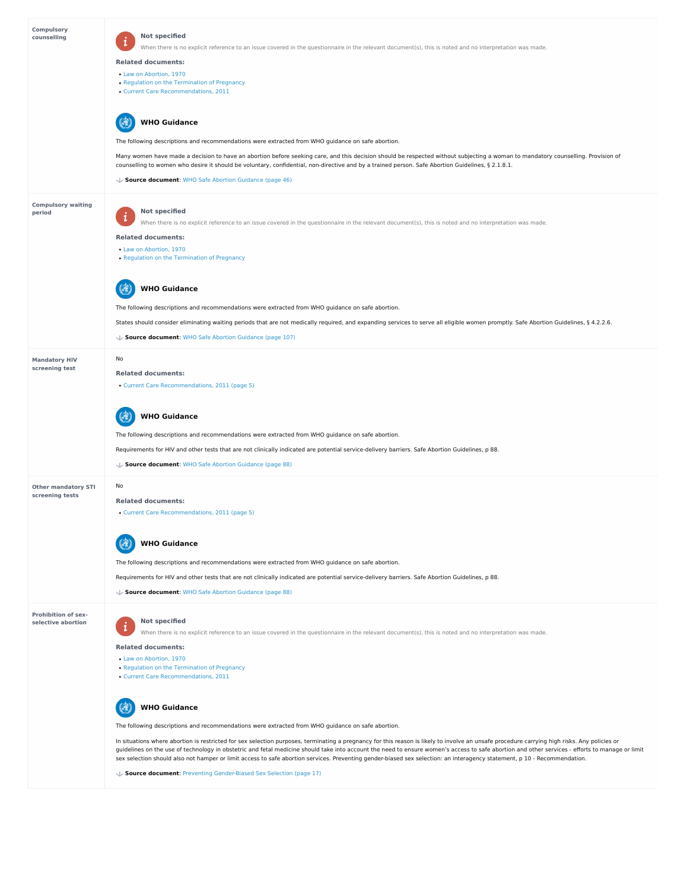| | |
|---|---|
| **Compulsory counselling** | **Not specified**<br>When there is no explicit reference to an issue covered in the questionnaire in the relevant document(s), this is noted and no interpretation was made.<br><br>**Related documents:**<br>• Law on Abortion, 1970<br>• Regulation on the Termination of Pregnancy<br>• Current Care Recommendations, 2011<br><br>**WHO Guidance**<br>The following descriptions and recommendations were extracted from WHO guidance on safe abortion.<br><br>Many women have made a decision to have an abortion before seeking care, and this decision should be respected without subjecting a woman to mandatory counselling. Provision of counselling to women who desire it should be voluntary, confidential, non-directive and by a trained person. Safe Abortion Guidelines, § 2.1.8.1.<br><br>**Source document**: WHO Safe Abortion Guidance (page 46) |
| **Compulsory waiting period** | **Not specified**<br>When there is no explicit reference to an issue covered in the questionnaire in the relevant document(s), this is noted and no interpretation was made.<br><br>**Related documents:**<br>• Law on Abortion, 1970<br>• Regulation on the Termination of Pregnancy<br><br>**WHO Guidance**<br>The following descriptions and recommendations were extracted from WHO guidance on safe abortion.<br><br>States should consider eliminating waiting periods that are not medically required, and expanding services to serve all eligible women promptly. Safe Abortion Guidelines, § 4.2.2.6.<br><br>**Source document**: WHO Safe Abortion Guidance (page 107) |
| **Mandatory HIV screening test** | No<br><br>**Related documents:**<br>• Current Care Recommendations, 2011 (page 5)<br><br>**WHO Guidance**<br>The following descriptions and recommendations were extracted from WHO guidance on safe abortion.<br><br>Requirements for HIV and other tests that are not clinically indicated are potential service-delivery barriers. Safe Abortion Guidelines, p 88.<br><br>**Source document**: WHO Safe Abortion Guidance (page 88) |
| **Other mandatory STI screening tests** | No<br><br>**Related documents:**<br>• Current Care Recommendations, 2011 (page 5)<br><br>**WHO Guidance**<br>The following descriptions and recommendations were extracted from WHO guidance on safe abortion.<br><br>Requirements for HIV and other tests that are not clinically indicated are potential service-delivery barriers. Safe Abortion Guidelines, p 88.<br><br>**Source document**: WHO Safe Abortion Guidance (page 88) |
| **Prohibition of sex-selective abortion** | **Not specified**<br>When there is no explicit reference to an issue covered in the questionnaire in the relevant document(s), this is noted and no interpretation was made.<br><br>**Related documents:**<br>• Law on Abortion, 1970<br>• Regulation on the Termination of Pregnancy<br>• Current Care Recommendations, 2011<br><br>**WHO Guidance**<br>The following descriptions and recommendations were extracted from WHO guidance on safe abortion.<br><br>In situations where abortion is restricted for sex selection purposes, terminating a pregnancy for this reason is likely to involve an unsafe procedure carrying high risks. Any policies or guidelines on the use of technology in obstetric and fetal medicine should take into account the need to ensure women's access to safe abortion and other services - efforts to manage or limit sex selection should also not hamper or limit access to safe abortion services. Preventing gender-biased sex selection: an interagency statement, p 10 - Recommendation.<br><br>**Source document**: Preventing Gender-Biased Sex Selection (page 17) |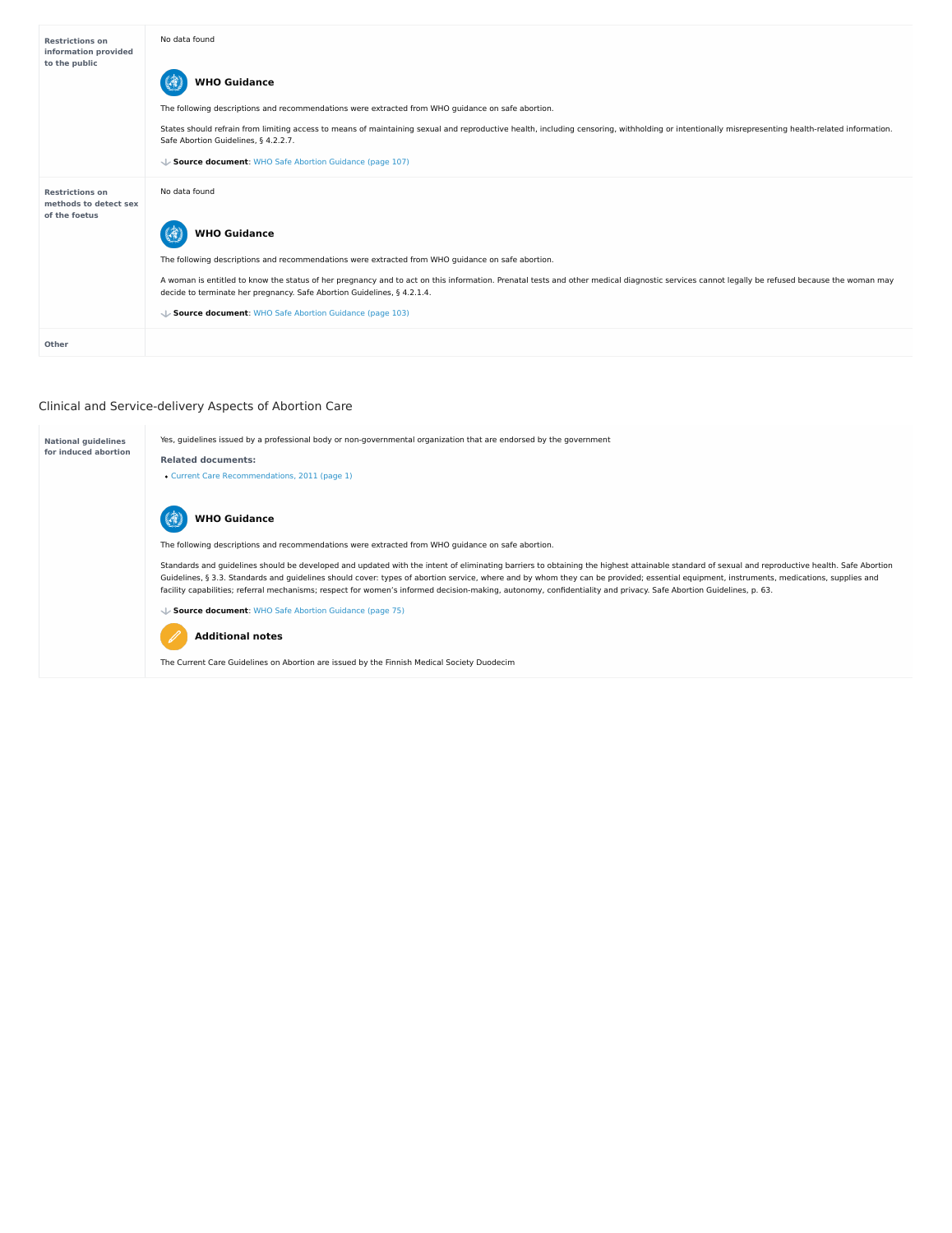| | |
|---|---|
| **Restrictions on information provided to the public** | No data found<br><br>**WHO Guidance**<br><br>The following descriptions and recommendations were extracted from WHO guidance on safe abortion.<br><br>States should refrain from limiting access to means of maintaining sexual and reproductive health, including censoring, withholding or intentionally misrepresenting health-related information. Safe Abortion Guidelines, § 4.2.2.7.<br><br>**Source document**: WHO Safe Abortion Guidance (page 107) |
| **Restrictions on methods to detect sex of the foetus** | No data found<br><br>**WHO Guidance**<br><br>The following descriptions and recommendations were extracted from WHO guidance on safe abortion.<br><br>A woman is entitled to know the status of her pregnancy and to act on this information. Prenatal tests and other medical diagnostic services cannot legally be refused because the woman may decide to terminate her pregnancy. Safe Abortion Guidelines, § 4.2.1.4.<br><br>**Source document**: WHO Safe Abortion Guidance (page 103) |
| **Other** | |

## Clinical and Service-delivery Aspects of Abortion Care

| | |
|---|---|
| **National guidelines for induced abortion** | Yes, guidelines issued by a professional body or non-governmental organization that are endorsed by the government<br><br>**Related documents:**<br><br>• Current Care Recommendations, 2011 (page 1)<br><br>**WHO Guidance**<br><br>The following descriptions and recommendations were extracted from WHO guidance on safe abortion.<br><br>Standards and guidelines should be developed and updated with the intent of eliminating barriers to obtaining the highest attainable standard of sexual and reproductive health. Safe Abortion Guidelines, § 3.3. Standards and guidelines should cover: types of abortion service, where and by whom they can be provided; essential equipment, instruments, medications, supplies and facility capabilities; referral mechanisms; respect for women's informed decision-making, autonomy, confidentiality and privacy. Safe Abortion Guidelines, p. 63.<br><br>**Source document**: WHO Safe Abortion Guidance (page 75)<br><br>**Additional notes**<br><br>The Current Care Guidelines on Abortion are issued by the Finnish Medical Society Duodecim |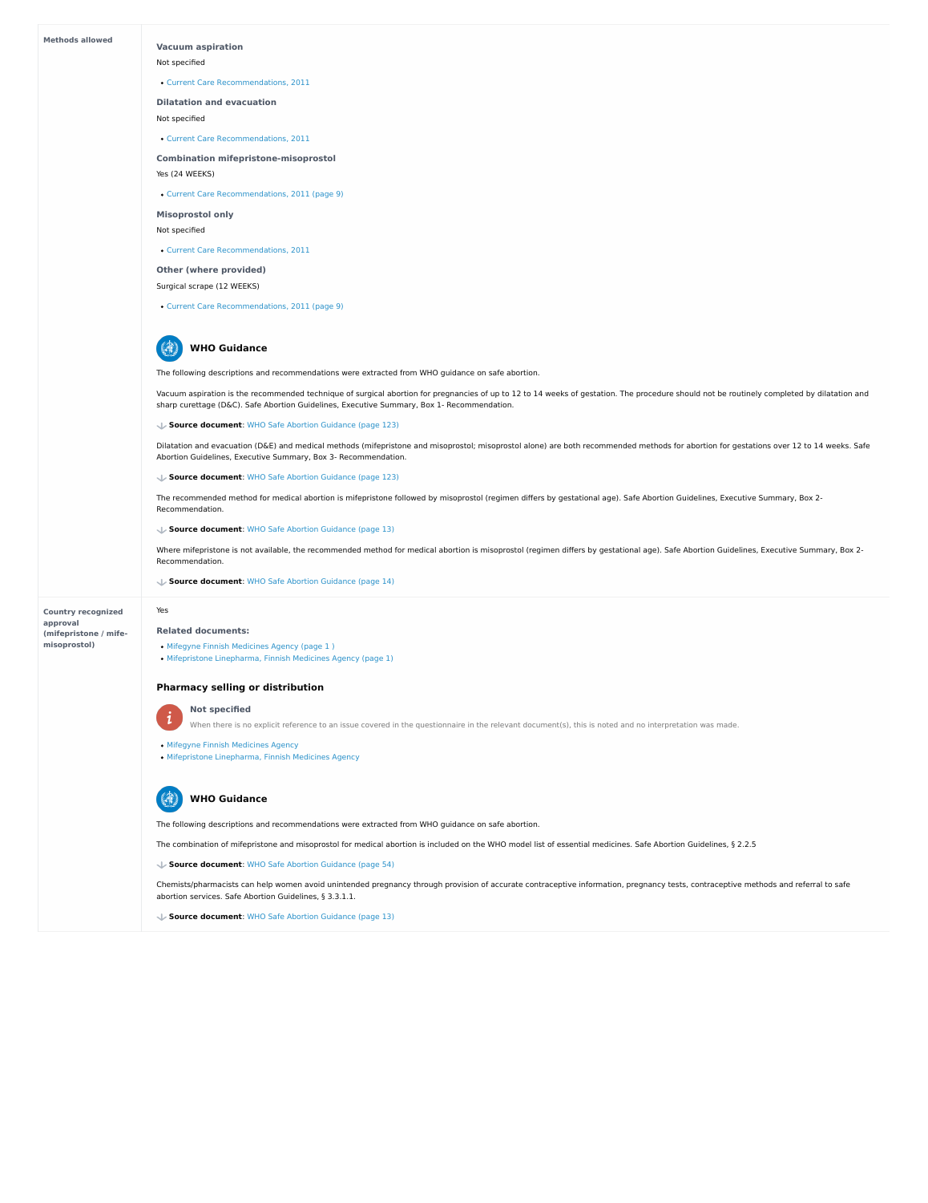**Methods allowed**

### Vacuum aspiration

Not specified

- Current Care Recommendations, 2011

### Dilatation and evacuation

Not specified

- Current Care Recommendations, 2011

### Combination mifepristone-misoprostol

Yes (24 WEEKS)

- Current Care Recommendations, 2011 (page 9)

### Misoprostol only

Not specified

- Current Care Recommendations, 2011

### Other (where provided)

Surgical scrape (12 WEEKS)

- Current Care Recommendations, 2011 (page 9)

### WHO Guidance

The following descriptions and recommendations were extracted from WHO guidance on safe abortion.

Vacuum aspiration is the recommended technique of surgical abortion for pregnancies of up to 12 to 14 weeks of gestation. The procedure should not be routinely completed by dilatation and sharp curettage (D&C). Safe Abortion Guidelines, Executive Summary, Box 1- Recommendation.

**Source document**: WHO Safe Abortion Guidance (page 123)

Dilatation and evacuation (D&E) and medical methods (mifepristone and misoprostol; misoprostol alone) are both recommended methods for abortion for gestations over 12 to 14 weeks. Safe Abortion Guidelines, Executive Summary, Box 3- Recommendation.

**Source document**: WHO Safe Abortion Guidance (page 123)

The recommended method for medical abortion is mifepristone followed by misoprostol (regimen differs by gestational age). Safe Abortion Guidelines, Executive Summary, Box 2- Recommendation.

**Source document**: WHO Safe Abortion Guidance (page 13)

Where mifepristone is not available, the recommended method for medical abortion is misoprostol (regimen differs by gestational age). Safe Abortion Guidelines, Executive Summary, Box 2- Recommendation.

**Source document**: WHO Safe Abortion Guidance (page 14)

**Country recognized approval (mifepristone / mife-misoprostol)**

Yes

### Related documents:

- Mifegyne Finnish Medicines Agency (page 1 )
- Mifepristone Linepharma, Finnish Medicines Agency (page 1)

### Pharmacy selling or distribution

**Not specified**

When there is no explicit reference to an issue covered in the questionnaire in the relevant document(s), this is noted and no interpretation was made.

- Mifegyne Finnish Medicines Agency
- Mifepristone Linepharma, Finnish Medicines Agency

### WHO Guidance

The following descriptions and recommendations were extracted from WHO guidance on safe abortion.

The combination of mifepristone and misoprostol for medical abortion is included on the WHO model list of essential medicines. Safe Abortion Guidelines, § 2.2.5

**Source document**: WHO Safe Abortion Guidance (page 54)

Chemists/pharmacists can help women avoid unintended pregnancy through provision of accurate contraceptive information, pregnancy tests, contraceptive methods and referral to safe abortion services. Safe Abortion Guidelines, § 3.3.1.1.

**Source document**: WHO Safe Abortion Guidance (page 13)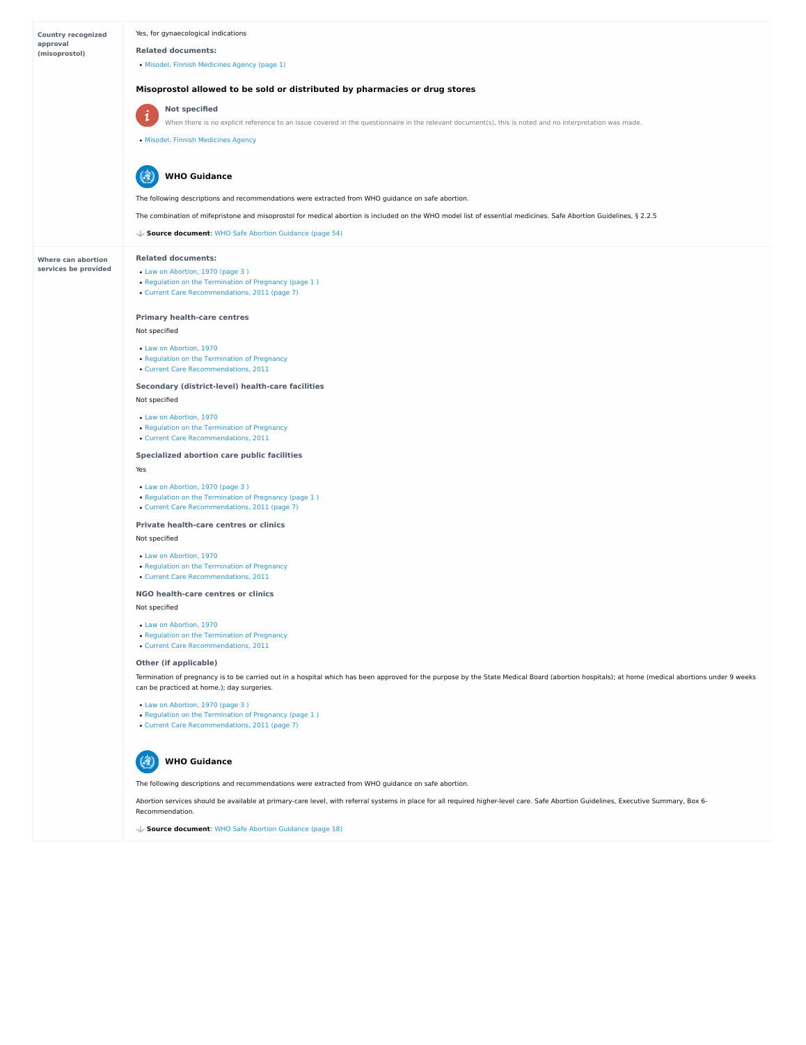**Country recognized approval (misoprostol)**

Yes, for gynaecological indications

**Related documents:**

- Misodel, Finnish Medicines Agency (page 1)

### Misoprostol allowed to be sold or distributed by pharmacies or drug stores

**Not specified**

When there is no explicit reference to an issue covered in the questionnaire in the relevant document(s), this is noted and no interpretation was made.

- Misodel, Finnish Medicines Agency

### WHO Guidance

The following descriptions and recommendations were extracted from WHO guidance on safe abortion.

The combination of mifepristone and misoprostol for medical abortion is included on the WHO model list of essential medicines. Safe Abortion Guidelines, § 2.2.5

**Source document**: WHO Safe Abortion Guidance (page 54)

---

**Where can abortion services be provided**

**Related documents:**

- Law on Abortion, 1970 (page 3 )
- Regulation on the Termination of Pregnancy (page 1 )
- Current Care Recommendations, 2011 (page 7)

**Primary health-care centres**

Not specified

- Law on Abortion, 1970
- Regulation on the Termination of Pregnancy
- Current Care Recommendations, 2011

**Secondary (district-level) health-care facilities**

Not specified

- Law on Abortion, 1970
- Regulation on the Termination of Pregnancy
- Current Care Recommendations, 2011

**Specialized abortion care public facilities**

Yes

- Law on Abortion, 1970 (page 3 )
- Regulation on the Termination of Pregnancy (page 1 )
- Current Care Recommendations, 2011 (page 7)

**Private health-care centres or clinics**

Not specified

- Law on Abortion, 1970
- Regulation on the Termination of Pregnancy
- Current Care Recommendations, 2011

**NGO health-care centres or clinics**

Not specified

- Law on Abortion, 1970
- Regulation on the Termination of Pregnancy
- Current Care Recommendations, 2011

**Other (if applicable)**

Termination of pregnancy is to be carried out in a hospital which has been approved for the purpose by the State Medical Board (abortion hospitals); at home (medical abortions under 9 weeks can be practiced at home.); day surgeries.

- Law on Abortion, 1970 (page 3 )
- Regulation on the Termination of Pregnancy (page 1 )
- Current Care Recommendations, 2011 (page 7)

### WHO Guidance

The following descriptions and recommendations were extracted from WHO guidance on safe abortion.

Abortion services should be available at primary-care level, with referral systems in place for all required higher-level care. Safe Abortion Guidelines, Executive Summary, Box 6-Recommendation.

**Source document**: WHO Safe Abortion Guidance (page 18)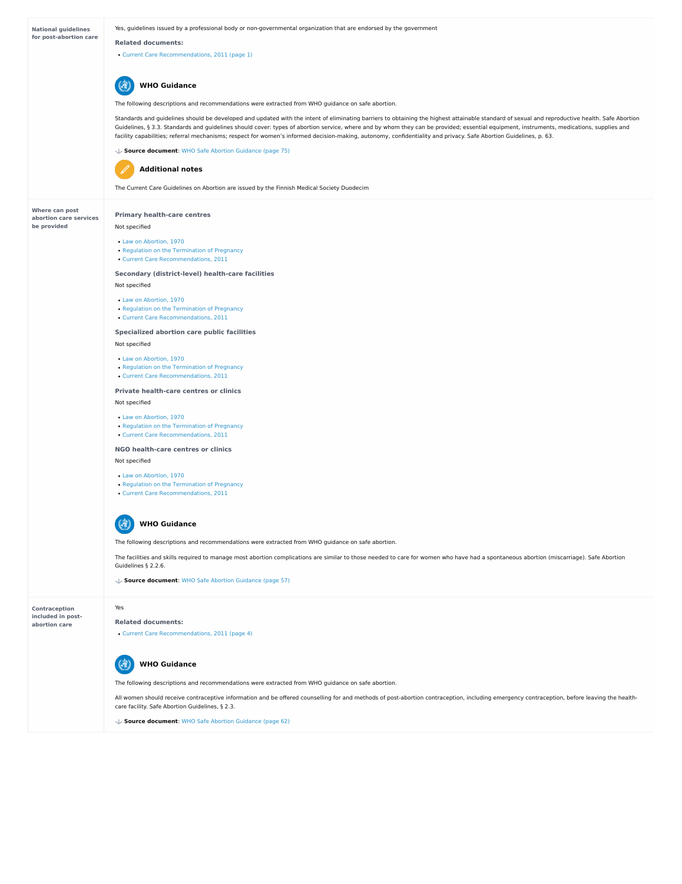| | |
|---|---|
| **National guidelines for post-abortion care** | Yes, guidelines issued by a professional body or non-governmental organization that are endorsed by the government<br><br>**Related documents:**<br>• Current Care Recommendations, 2011 (page 1)<br><br>**WHO Guidance**<br><br>The following descriptions and recommendations were extracted from WHO guidance on safe abortion.<br><br>Standards and guidelines should be developed and updated with the intent of eliminating barriers to obtaining the highest attainable standard of sexual and reproductive health. Safe Abortion Guidelines, § 3.3. Standards and guidelines should cover: types of abortion service, where and by whom they can be provided; essential equipment, instruments, medications, supplies and facility capabilities; referral mechanisms; respect for women's informed decision-making, autonomy, confidentiality and privacy. Safe Abortion Guidelines, p. 63.<br><br>**Source document**: WHO Safe Abortion Guidance (page 75)<br><br>**Additional notes**<br><br>The Current Care Guidelines on Abortion are issued by the Finnish Medical Society Duodecim |
| **Where can post abortion care services be provided** | **Primary health-care centres**<br>Not specified<br>• Law on Abortion, 1970<br>• Regulation on the Termination of Pregnancy<br>• Current Care Recommendations, 2011<br><br>**Secondary (district-level) health-care facilities**<br>Not specified<br>• Law on Abortion, 1970<br>• Regulation on the Termination of Pregnancy<br>• Current Care Recommendations, 2011<br><br>**Specialized abortion care public facilities**<br>Not specified<br>• Law on Abortion, 1970<br>• Regulation on the Termination of Pregnancy<br>• Current Care Recommendations, 2011<br><br>**Private health-care centres or clinics**<br>Not specified<br>• Law on Abortion, 1970<br>• Regulation on the Termination of Pregnancy<br>• Current Care Recommendations, 2011<br><br>**NGO health-care centres or clinics**<br>Not specified<br>• Law on Abortion, 1970<br>• Regulation on the Termination of Pregnancy<br>• Current Care Recommendations, 2011<br><br>**WHO Guidance**<br><br>The following descriptions and recommendations were extracted from WHO guidance on safe abortion.<br><br>The facilities and skills required to manage most abortion complications are similar to those needed to care for women who have had a spontaneous abortion (miscarriage). Safe Abortion Guidelines § 2.2.6.<br><br>**Source document**: WHO Safe Abortion Guidance (page 57) |
| **Contraception included in post-abortion care** | Yes<br><br>**Related documents:**<br>• Current Care Recommendations, 2011 (page 4)<br><br>**WHO Guidance**<br><br>The following descriptions and recommendations were extracted from WHO guidance on safe abortion.<br><br>All women should receive contraceptive information and be offered counselling for and methods of post-abortion contraception, including emergency contraception, before leaving the health-care facility. Safe Abortion Guidelines, § 2.3.<br><br>**Source document**: WHO Safe Abortion Guidance (page 62) |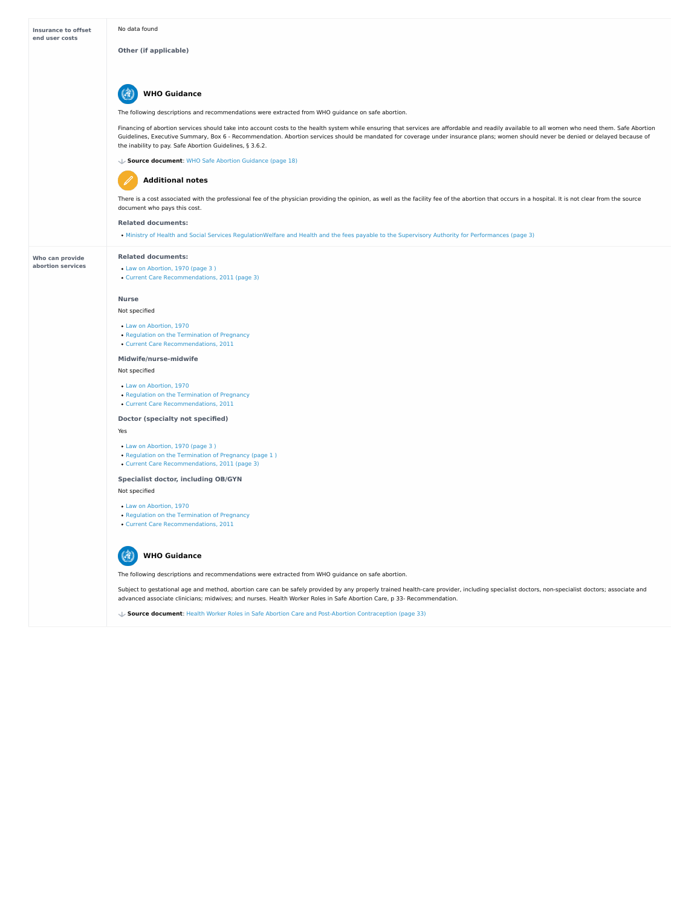| | |
|---|---|
| **Insurance to offset end user costs** | No data found<br><br>**Other (if applicable)**<br><br>**WHO Guidance**<br><br>The following descriptions and recommendations were extracted from WHO guidance on safe abortion.<br><br>Financing of abortion services should take into account costs to the health system while ensuring that services are affordable and readily available to all women who need them. Safe Abortion Guidelines, Executive Summary, Box 6 - Recommendation. Abortion services should be mandated for coverage under insurance plans; women should never be denied or delayed because of the inability to pay. Safe Abortion Guidelines, § 3.6.2.<br><br>**Source document**: WHO Safe Abortion Guidance (page 18)<br><br>**Additional notes**<br><br>There is a cost associated with the professional fee of the physician providing the opinion, as well as the facility fee of the abortion that occurs in a hospital. It is not clear from the source document who pays this cost.<br><br>**Related documents:**<br>• Ministry of Health and Social Services RegulationWelfare and Health and the fees payable to the Supervisory Authority for Performances (page 3) |
| **Who can provide abortion services** | **Related documents:**<br>• Law on Abortion, 1970 (page 3 )<br>• Current Care Recommendations, 2011 (page 3)<br><br>**Nurse**<br>Not specified<br>• Law on Abortion, 1970<br>• Regulation on the Termination of Pregnancy<br>• Current Care Recommendations, 2011<br><br>**Midwife/nurse-midwife**<br>Not specified<br>• Law on Abortion, 1970<br>• Regulation on the Termination of Pregnancy<br>• Current Care Recommendations, 2011<br><br>**Doctor (specialty not specified)**<br>Yes<br>• Law on Abortion, 1970 (page 3 )<br>• Regulation on the Termination of Pregnancy (page 1 )<br>• Current Care Recommendations, 2011 (page 3)<br><br>**Specialist doctor, including OB/GYN**<br>Not specified<br>• Law on Abortion, 1970<br>• Regulation on the Termination of Pregnancy<br>• Current Care Recommendations, 2011<br><br>**WHO Guidance**<br><br>The following descriptions and recommendations were extracted from WHO guidance on safe abortion.<br><br>Subject to gestational age and method, abortion care can be safely provided by any properly trained health-care provider, including specialist doctors, non-specialist doctors; associate and advanced associate clinicians; midwives; and nurses. Health Worker Roles in Safe Abortion Care, p 33- Recommendation.<br><br>**Source document**: Health Worker Roles in Safe Abortion Care and Post-Abortion Contraception (page 33) |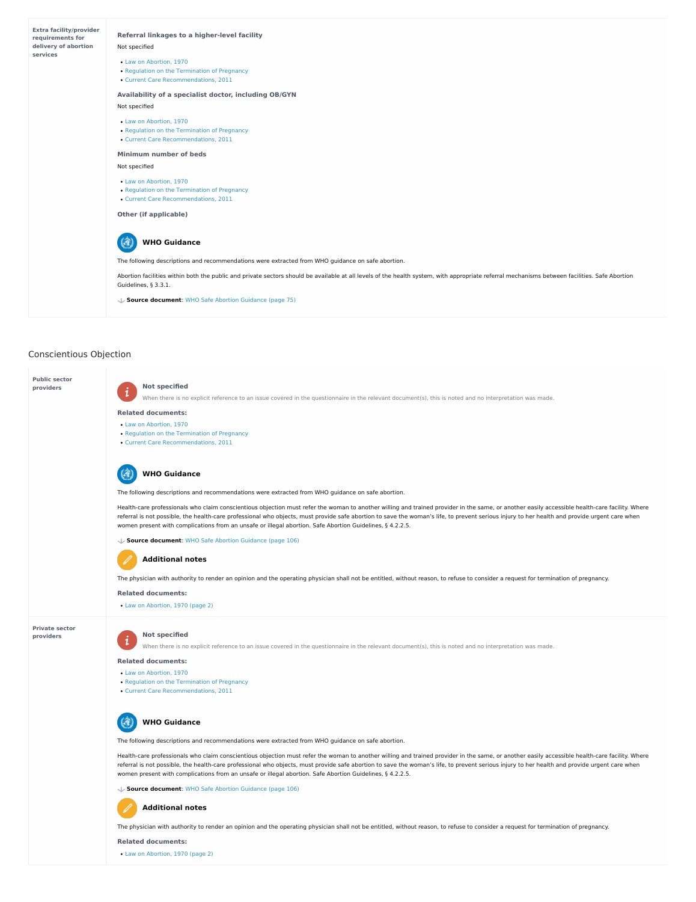**Extra facility/provider requirements for delivery of abortion services**

#### Referral linkages to a higher-level facility

Not specified

- Law on Abortion, 1970
- Regulation on the Termination of Pregnancy
- Current Care Recommendations, 2011

#### Availability of a specialist doctor, including OB/GYN

Not specified

- Law on Abortion, 1970
- Regulation on the Termination of Pregnancy
- Current Care Recommendations, 2011

#### Minimum number of beds

Not specified

- Law on Abortion, 1970
- Regulation on the Termination of Pregnancy
- Current Care Recommendations, 2011

#### Other (if applicable)

#### WHO Guidance

The following descriptions and recommendations were extracted from WHO guidance on safe abortion.

Abortion facilities within both the public and private sectors should be available at all levels of the health system, with appropriate referral mechanisms between facilities. Safe Abortion Guidelines, § 3.3.1.

**Source document**: WHO Safe Abortion Guidance (page 75)

## Conscientious Objection

**Public sector providers**

#### Not specified

When there is no explicit reference to an issue covered in the questionnaire in the relevant document(s), this is noted and no interpretation was made.

**Related documents:**

- Law on Abortion, 1970
- Regulation on the Termination of Pregnancy
- Current Care Recommendations, 2011

#### WHO Guidance

The following descriptions and recommendations were extracted from WHO guidance on safe abortion.

Health-care professionals who claim conscientious objection must refer the woman to another willing and trained provider in the same, or another easily accessible health-care facility. Where referral is not possible, the health-care professional who objects, must provide safe abortion to save the woman's life, to prevent serious injury to her health and provide urgent care when women present with complications from an unsafe or illegal abortion. Safe Abortion Guidelines, § 4.2.2.5.

**Source document**: WHO Safe Abortion Guidance (page 106)

#### Additional notes

The physician with authority to render an opinion and the operating physician shall not be entitled, without reason, to refuse to consider a request for termination of pregnancy.

**Related documents:**

- Law on Abortion, 1970 (page 2)

**Private sector providers**

#### Not specified

When there is no explicit reference to an issue covered in the questionnaire in the relevant document(s), this is noted and no interpretation was made.

**Related documents:**

- Law on Abortion, 1970
- Regulation on the Termination of Pregnancy
- Current Care Recommendations, 2011

#### WHO Guidance

The following descriptions and recommendations were extracted from WHO guidance on safe abortion.

Health-care professionals who claim conscientious objection must refer the woman to another willing and trained provider in the same, or another easily accessible health-care facility. Where referral is not possible, the health-care professional who objects, must provide safe abortion to save the woman's life, to prevent serious injury to her health and provide urgent care when women present with complications from an unsafe or illegal abortion. Safe Abortion Guidelines, § 4.2.2.5.

**Source document**: WHO Safe Abortion Guidance (page 106)

#### Additional notes

The physician with authority to render an opinion and the operating physician shall not be entitled, without reason, to refuse to consider a request for termination of pregnancy.

**Related documents:**

- Law on Abortion, 1970 (page 2)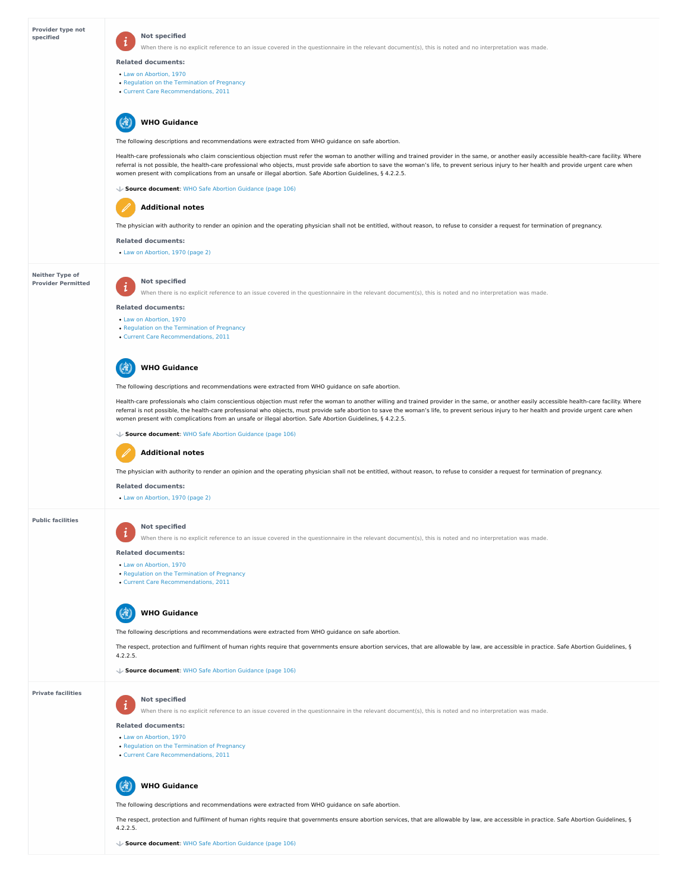**Provider type not specified**

#### Not specified

When there is no explicit reference to an issue covered in the questionnaire in the relevant document(s), this is noted and no interpretation was made.

**Related documents:**

- Law on Abortion, 1970
- Regulation on the Termination of Pregnancy
- Current Care Recommendations, 2011

#### WHO Guidance

The following descriptions and recommendations were extracted from WHO guidance on safe abortion.

Health-care professionals who claim conscientious objection must refer the woman to another willing and trained provider in the same, or another easily accessible health-care facility. Where referral is not possible, the health-care professional who objects, must provide safe abortion to save the woman's life, to prevent serious injury to her health and provide urgent care when women present with complications from an unsafe or illegal abortion. Safe Abortion Guidelines, § 4.2.2.5.

**Source document**: WHO Safe Abortion Guidance (page 106)

#### Additional notes

The physician with authority to render an opinion and the operating physician shall not be entitled, without reason, to refuse to consider a request for termination of pregnancy.

**Related documents:**

- Law on Abortion, 1970 (page 2)

**Neither Type of Provider Permitted**

#### Not specified

When there is no explicit reference to an issue covered in the questionnaire in the relevant document(s), this is noted and no interpretation was made.

**Related documents:**

- Law on Abortion, 1970
- Regulation on the Termination of Pregnancy
- Current Care Recommendations, 2011

#### WHO Guidance

The following descriptions and recommendations were extracted from WHO guidance on safe abortion.

Health-care professionals who claim conscientious objection must refer the woman to another willing and trained provider in the same, or another easily accessible health-care facility. Where referral is not possible, the health-care professional who objects, must provide safe abortion to save the woman's life, to prevent serious injury to her health and provide urgent care when women present with complications from an unsafe or illegal abortion. Safe Abortion Guidelines, § 4.2.2.5.

**Source document**: WHO Safe Abortion Guidance (page 106)

#### Additional notes

The physician with authority to render an opinion and the operating physician shall not be entitled, without reason, to refuse to consider a request for termination of pregnancy.

**Related documents:**

- Law on Abortion, 1970 (page 2)

**Public facilities**

#### Not specified

When there is no explicit reference to an issue covered in the questionnaire in the relevant document(s), this is noted and no interpretation was made.

**Related documents:**

- Law on Abortion, 1970
- Regulation on the Termination of Pregnancy
- Current Care Recommendations, 2011

#### WHO Guidance

The following descriptions and recommendations were extracted from WHO guidance on safe abortion.

The respect, protection and fulfilment of human rights require that governments ensure abortion services, that are allowable by law, are accessible in practice. Safe Abortion Guidelines, § 4.2.2.5.

**Source document**: WHO Safe Abortion Guidance (page 106)

**Private facilities**

#### Not specified

When there is no explicit reference to an issue covered in the questionnaire in the relevant document(s), this is noted and no interpretation was made.

**Related documents:**

- Law on Abortion, 1970
- Regulation on the Termination of Pregnancy
- Current Care Recommendations, 2011

#### WHO Guidance

The following descriptions and recommendations were extracted from WHO guidance on safe abortion.

The respect, protection and fulfilment of human rights require that governments ensure abortion services, that are allowable by law, are accessible in practice. Safe Abortion Guidelines, § 4.2.2.5.

**Source document**: WHO Safe Abortion Guidance (page 106)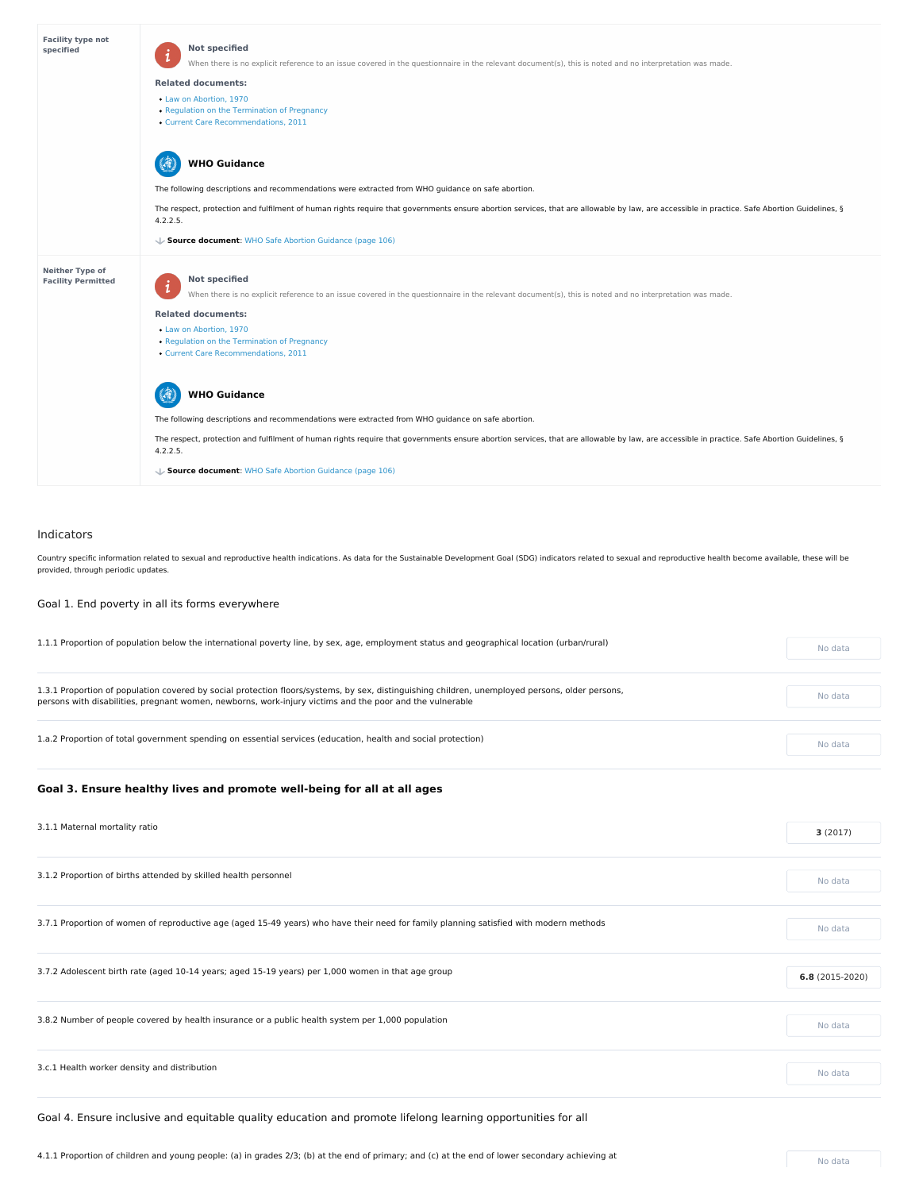| | |
|---|---|
| **Facility type not specified** | **Not specified**<br>When there is no explicit reference to an issue covered in the questionnaire in the relevant document(s), this is noted and no interpretation was made.<br>**Related documents:**<br>• Law on Abortion, 1970<br>• Regulation on the Termination of Pregnancy<br>• Current Care Recommendations, 2011<br>**WHO Guidance**<br>The following descriptions and recommendations were extracted from WHO guidance on safe abortion.<br>The respect, protection and fulfilment of human rights require that governments ensure abortion services, that are allowable by law, are accessible in practice. Safe Abortion Guidelines, § 4.2.2.5.<br>**Source document**: WHO Safe Abortion Guidance (page 106) |
| **Neither Type of Facility Permitted** | **Not specified**<br>When there is no explicit reference to an issue covered in the questionnaire in the relevant document(s), this is noted and no interpretation was made.<br>**Related documents:**<br>• Law on Abortion, 1970<br>• Regulation on the Termination of Pregnancy<br>• Current Care Recommendations, 2011<br>**WHO Guidance**<br>The following descriptions and recommendations were extracted from WHO guidance on safe abortion.<br>The respect, protection and fulfilment of human rights require that governments ensure abortion services, that are allowable by law, are accessible in practice. Safe Abortion Guidelines, § 4.2.2.5.<br>**Source document**: WHO Safe Abortion Guidance (page 106) |

## Indicators

Country specific information related to sexual and reproductive health indications. As data for the Sustainable Development Goal (SDG) indicators related to sexual and reproductive health become available, these will be provided, through periodic updates.

### Goal 1. End poverty in all its forms everywhere

| | |
|---|---|
| 1.1.1 Proportion of population below the international poverty line, by sex, age, employment status and geographical location (urban/rural) | No data |
| 1.3.1 Proportion of population covered by social protection floors/systems, by sex, distinguishing children, unemployed persons, older persons, persons with disabilities, pregnant women, newborns, work-injury victims and the poor and the vulnerable | No data |
| 1.a.2 Proportion of total government spending on essential services (education, health and social protection) | No data |

### Goal 3. Ensure healthy lives and promote well-being for all at all ages

| | |
|---|---|
| 3.1.1 Maternal mortality ratio | **3** (2017) |
| 3.1.2 Proportion of births attended by skilled health personnel | No data |
| 3.7.1 Proportion of women of reproductive age (aged 15-49 years) who have their need for family planning satisfied with modern methods | No data |
| 3.7.2 Adolescent birth rate (aged 10-14 years; aged 15-19 years) per 1,000 women in that age group | **6.8** (2015-2020) |
| 3.8.2 Number of people covered by health insurance or a public health system per 1,000 population | No data |
| 3.c.1 Health worker density and distribution | No data |

### Goal 4. Ensure inclusive and equitable quality education and promote lifelong learning opportunities for all

| | |
|---|---|
| 4.1.1 Proportion of children and young people: (a) in grades 2/3; (b) at the end of primary; and (c) at the end of lower secondary achieving at | No data |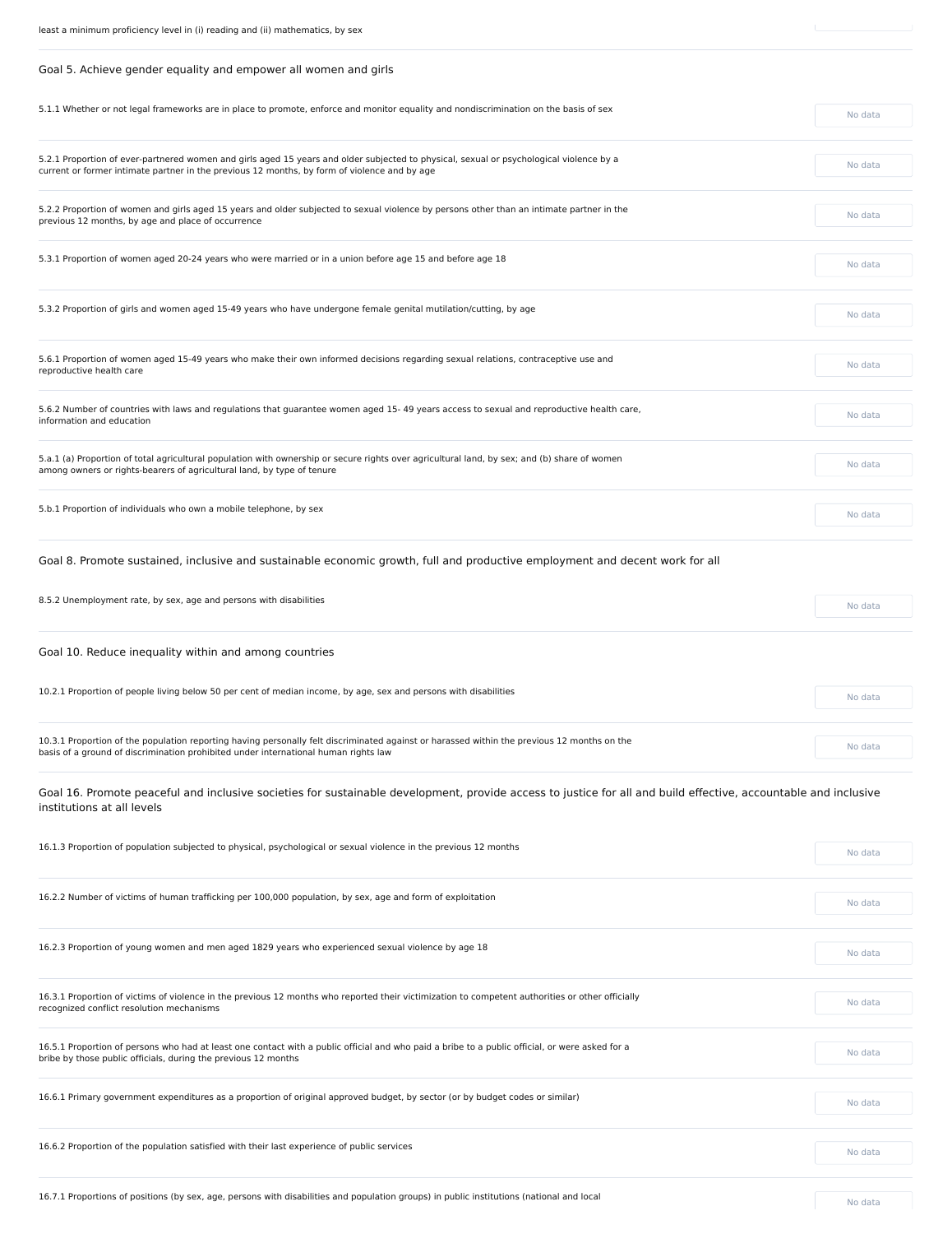least a minimum proficiency level in (i) reading and (ii) mathematics, by sex

## Goal 5. Achieve gender equality and empower all women and girls

| Indicator | Value |
|---|---|
| 5.1.1 Whether or not legal frameworks are in place to promote, enforce and monitor equality and nondiscrimination on the basis of sex | No data |
| 5.2.1 Proportion of ever-partnered women and girls aged 15 years and older subjected to physical, sexual or psychological violence by a current or former intimate partner in the previous 12 months, by form of violence and by age | No data |
| 5.2.2 Proportion of women and girls aged 15 years and older subjected to sexual violence by persons other than an intimate partner in the previous 12 months, by age and place of occurrence | No data |
| 5.3.1 Proportion of women aged 20-24 years who were married or in a union before age 15 and before age 18 | No data |
| 5.3.2 Proportion of girls and women aged 15-49 years who have undergone female genital mutilation/cutting, by age | No data |
| 5.6.1 Proportion of women aged 15-49 years who make their own informed decisions regarding sexual relations, contraceptive use and reproductive health care | No data |
| 5.6.2 Number of countries with laws and regulations that guarantee women aged 15- 49 years access to sexual and reproductive health care, information and education | No data |
| 5.a.1 (a) Proportion of total agricultural population with ownership or secure rights over agricultural land, by sex; and (b) share of women among owners or rights-bearers of agricultural land, by type of tenure | No data |
| 5.b.1 Proportion of individuals who own a mobile telephone, by sex | No data |

## Goal 8. Promote sustained, inclusive and sustainable economic growth, full and productive employment and decent work for all

| Indicator | Value |
|---|---|
| 8.5.2 Unemployment rate, by sex, age and persons with disabilities | No data |

## Goal 10. Reduce inequality within and among countries

| Indicator | Value |
|---|---|
| 10.2.1 Proportion of people living below 50 per cent of median income, by age, sex and persons with disabilities | No data |
| 10.3.1 Proportion of the population reporting having personally felt discriminated against or harassed within the previous 12 months on the basis of a ground of discrimination prohibited under international human rights law | No data |

## Goal 16. Promote peaceful and inclusive societies for sustainable development, provide access to justice for all and build effective, accountable and inclusive institutions at all levels

| Indicator | Value |
|---|---|
| 16.1.3 Proportion of population subjected to physical, psychological or sexual violence in the previous 12 months | No data |
| 16.2.2 Number of victims of human trafficking per 100,000 population, by sex, age and form of exploitation | No data |
| 16.2.3 Proportion of young women and men aged 1829 years who experienced sexual violence by age 18 | No data |
| 16.3.1 Proportion of victims of violence in the previous 12 months who reported their victimization to competent authorities or other officially recognized conflict resolution mechanisms | No data |
| 16.5.1 Proportion of persons who had at least one contact with a public official and who paid a bribe to a public official, or were asked for a bribe by those public officials, during the previous 12 months | No data |
| 16.6.1 Primary government expenditures as a proportion of original approved budget, by sector (or by budget codes or similar) | No data |
| 16.6.2 Proportion of the population satisfied with their last experience of public services | No data |
| 16.7.1 Proportions of positions (by sex, age, persons with disabilities and population groups) in public institutions (national and local | No data |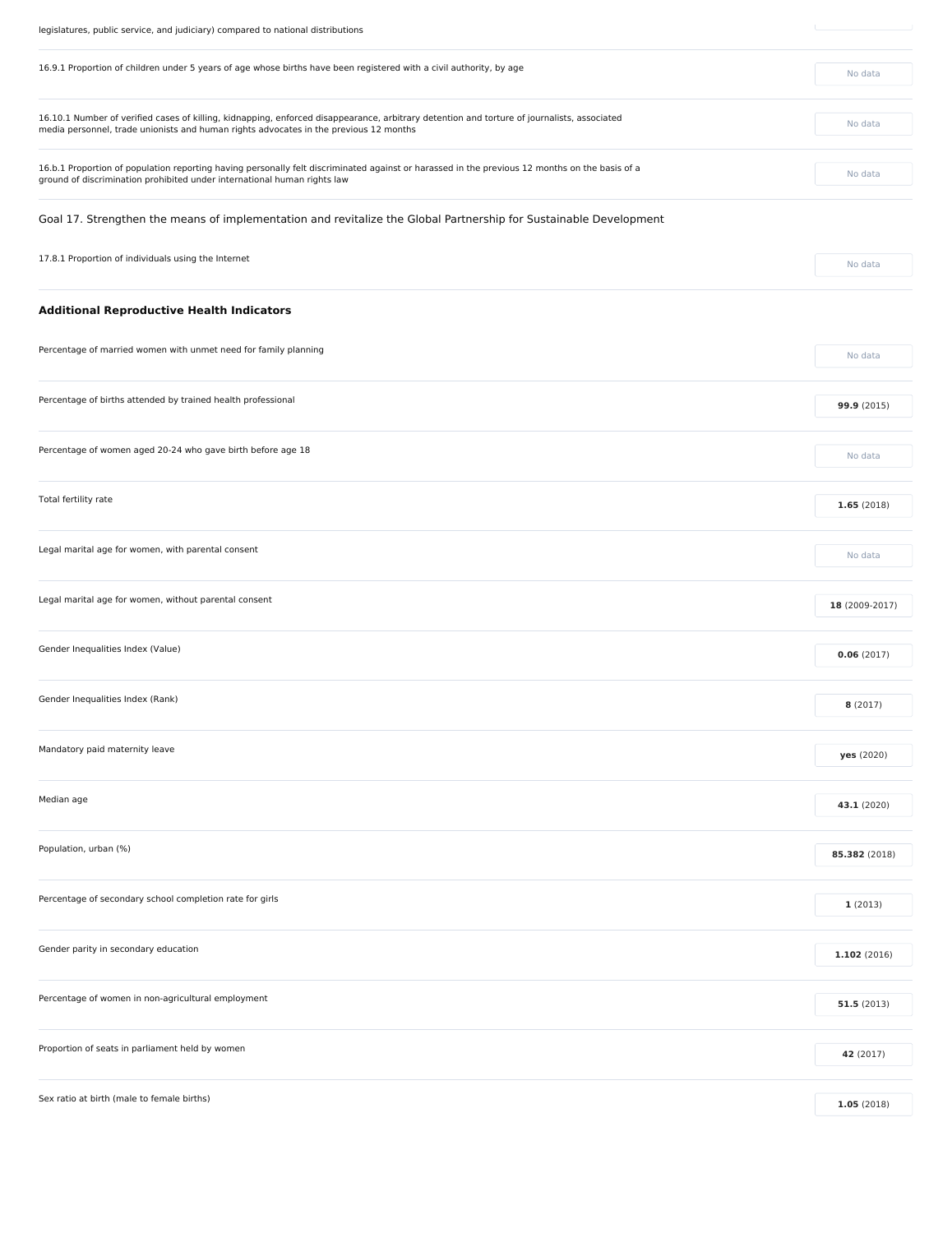legislatures, public service, and judiciary) compared to national distributions

| | |
|---|---|
| 16.9.1 Proportion of children under 5 years of age whose births have been registered with a civil authority, by age | No data |
| 16.10.1 Number of verified cases of killing, kidnapping, enforced disappearance, arbitrary detention and torture of journalists, associated media personnel, trade unionists and human rights advocates in the previous 12 months | No data |
| 16.b.1 Proportion of population reporting having personally felt discriminated against or harassed in the previous 12 months on the basis of a ground of discrimination prohibited under international human rights law | No data |

## Goal 17. Strengthen the means of implementation and revitalize the Global Partnership for Sustainable Development

| | |
|---|---|
| 17.8.1 Proportion of individuals using the Internet | No data |

### Additional Reproductive Health Indicators

| | |
|---|---|
| Percentage of married women with unmet need for family planning | No data |
| Percentage of births attended by trained health professional | **99.9** (2015) |
| Percentage of women aged 20-24 who gave birth before age 18 | No data |
| Total fertility rate | **1.65** (2018) |
| Legal marital age for women, with parental consent | No data |
| Legal marital age for women, without parental consent | **18** (2009-2017) |
| Gender Inequalities Index (Value) | **0.06** (2017) |
| Gender Inequalities Index (Rank) | **8** (2017) |
| Mandatory paid maternity leave | **yes** (2020) |
| Median age | **43.1** (2020) |
| Population, urban (%) | **85.382** (2018) |
| Percentage of secondary school completion rate for girls | **1** (2013) |
| Gender parity in secondary education | **1.102** (2016) |
| Percentage of women in non-agricultural employment | **51.5** (2013) |
| Proportion of seats in parliament held by women | **42** (2017) |
| Sex ratio at birth (male to female births) | **1.05** (2018) |